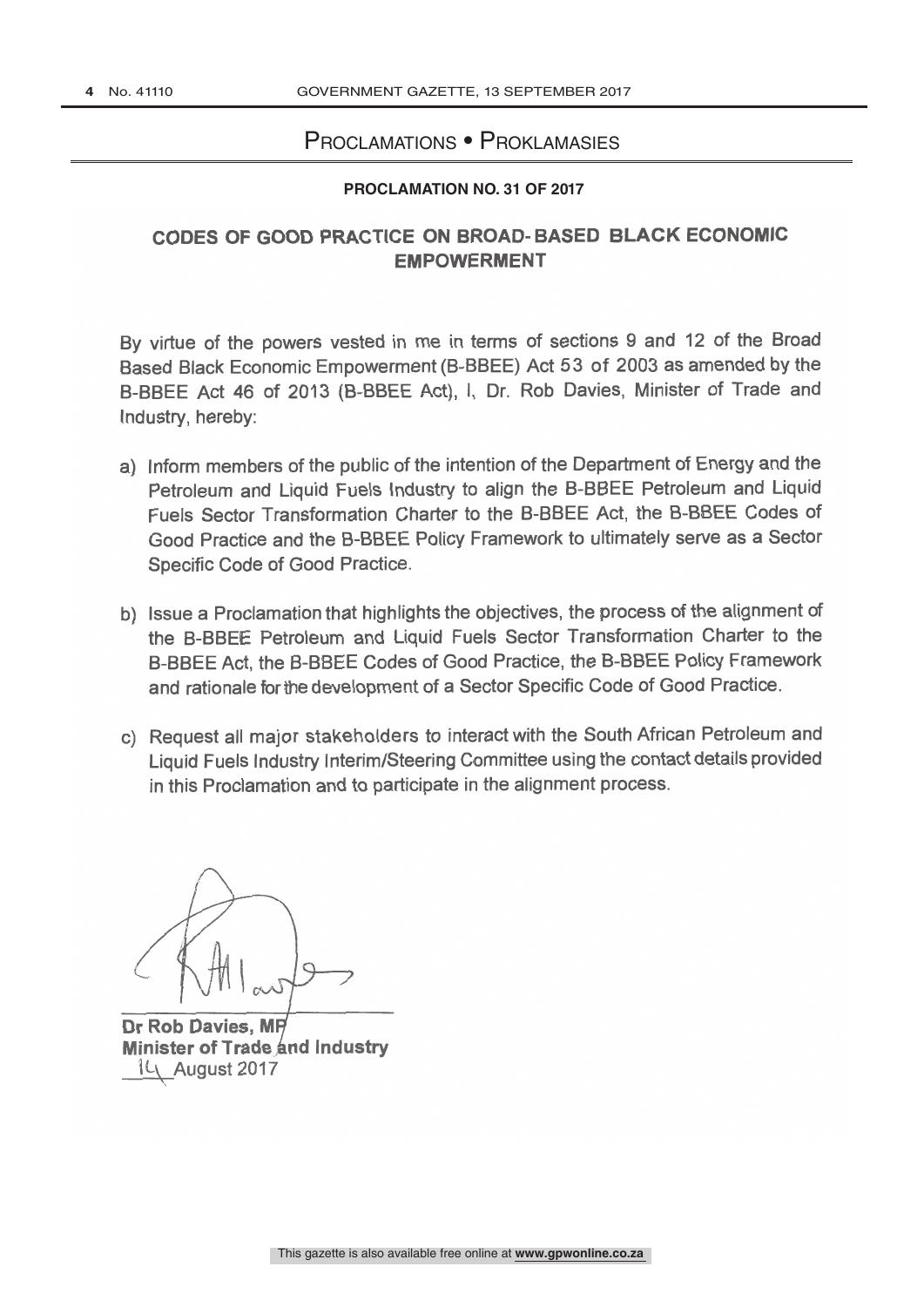# PROCLAMATIONS • PROKLAMASIES

**PROCLAMATION NO. 31 OF 2017**

## CODES OF GOOD PRACTICE ON BROAD- BASED BLACK ECONOMIC EMPOWERMENT

By virtue of the powers vested in me in terms of sections 9 and 12 of the Broad Based Black Economic Empowerment (B-BBEE) Act 53 of 2003 as amended by the B-BBEE Act 46 of 2013 (B-BBEE Act), I, Dr. Rob Davies, Minister of Trade and Industry, hereby:

a) Inform members of the public of the intention of the Department of Energy and the Petroleum and Liquid Fuels Industry to align the B-BBEE Petroleum and Liquid Fuels Sector Transformation Charter to the B-BBEE Act, the B-BBEE Codes of Good Practice and the B-BBEE Policy Framework to ultimately serve as a Sector Specific Code of Good Practice.

b) Issue a Proclamation that highlights the objectives, the process of the alignment of the B-BBEE Petroleum and Liquid Fuels Sector Transformation Charter to the B-BBEE Act, the B-BBEE Codes of Good Practice, the B-BBEE Policy Framework and rationale for the development of a Sector Specific Code of Good Practice.

c) Request all major stakeholders to interact with the South African Petroleum and Liquid Fuels Industry Interim/Steering Committee using the contact details provided in this Proclamation and to participate in the alignment process.

**Dr Rob Davies, MP**
**Minister of Trade and Industry**
14 August 2017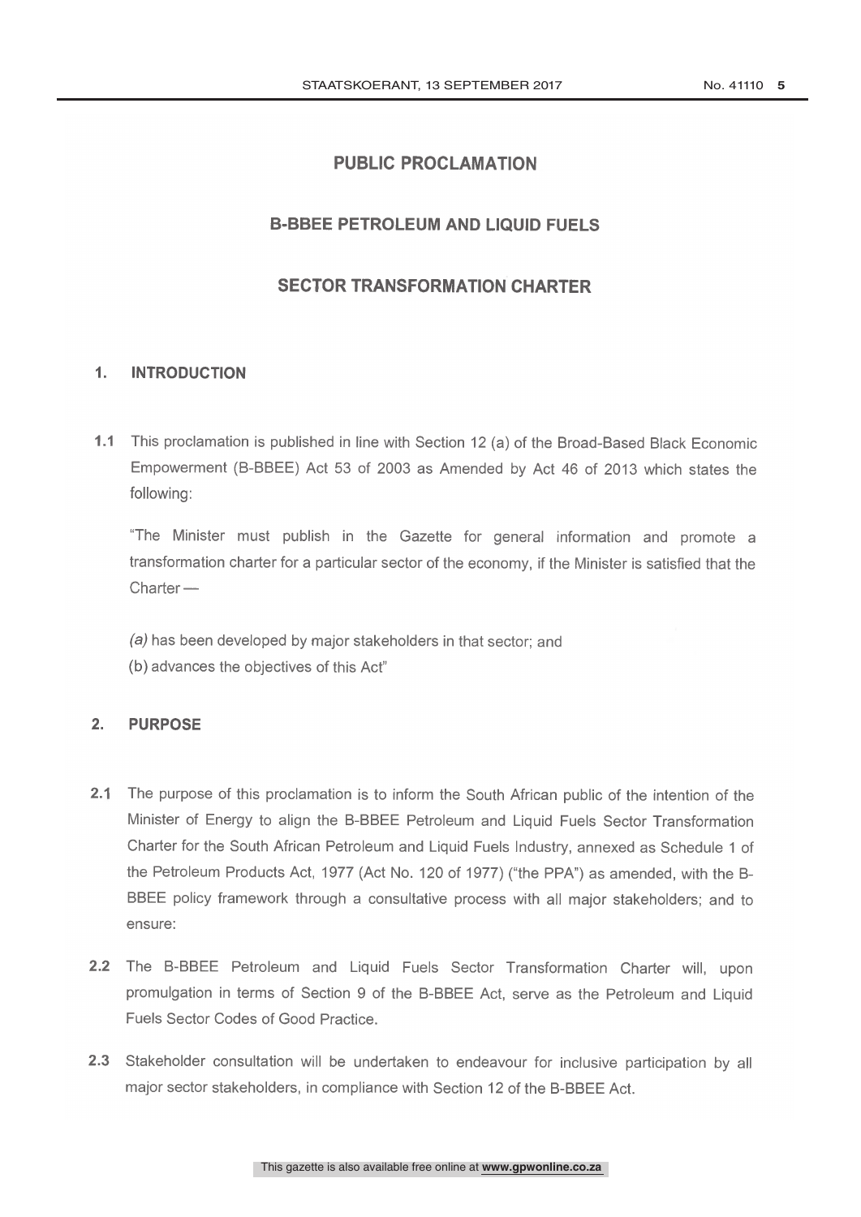# PUBLIC PROCLAMATION

## B-BBEE PETROLEUM AND LIQUID FUELS

## SECTOR TRANSFORMATION CHARTER

### 1. INTRODUCTION

**1.1** This proclamation is published in line with Section 12 (a) of the Broad-Based Black Economic Empowerment (B-BBEE) Act 53 of 2003 as Amended by Act 46 of 2013 which states the following:

"The Minister must publish in the Gazette for general information and promote a transformation charter for a particular sector of the economy, if the Minister is satisfied that the Charter —

*(a)* has been developed by major stakeholders in that sector; and

(b) advances the objectives of this Act"

### 2. PURPOSE

**2.1** The purpose of this proclamation is to inform the South African public of the intention of the Minister of Energy to align the B-BBEE Petroleum and Liquid Fuels Sector Transformation Charter for the South African Petroleum and Liquid Fuels Industry, annexed as Schedule 1 of the Petroleum Products Act, 1977 (Act No. 120 of 1977) ("the PPA") as amended, with the B-BBEE policy framework through a consultative process with all major stakeholders; and to ensure:

**2.2** The B-BBEE Petroleum and Liquid Fuels Sector Transformation Charter will, upon promulgation in terms of Section 9 of the B-BBEE Act, serve as the Petroleum and Liquid Fuels Sector Codes of Good Practice.

**2.3** Stakeholder consultation will be undertaken to endeavour for inclusive participation by all major sector stakeholders, in compliance with Section 12 of the B-BBEE Act.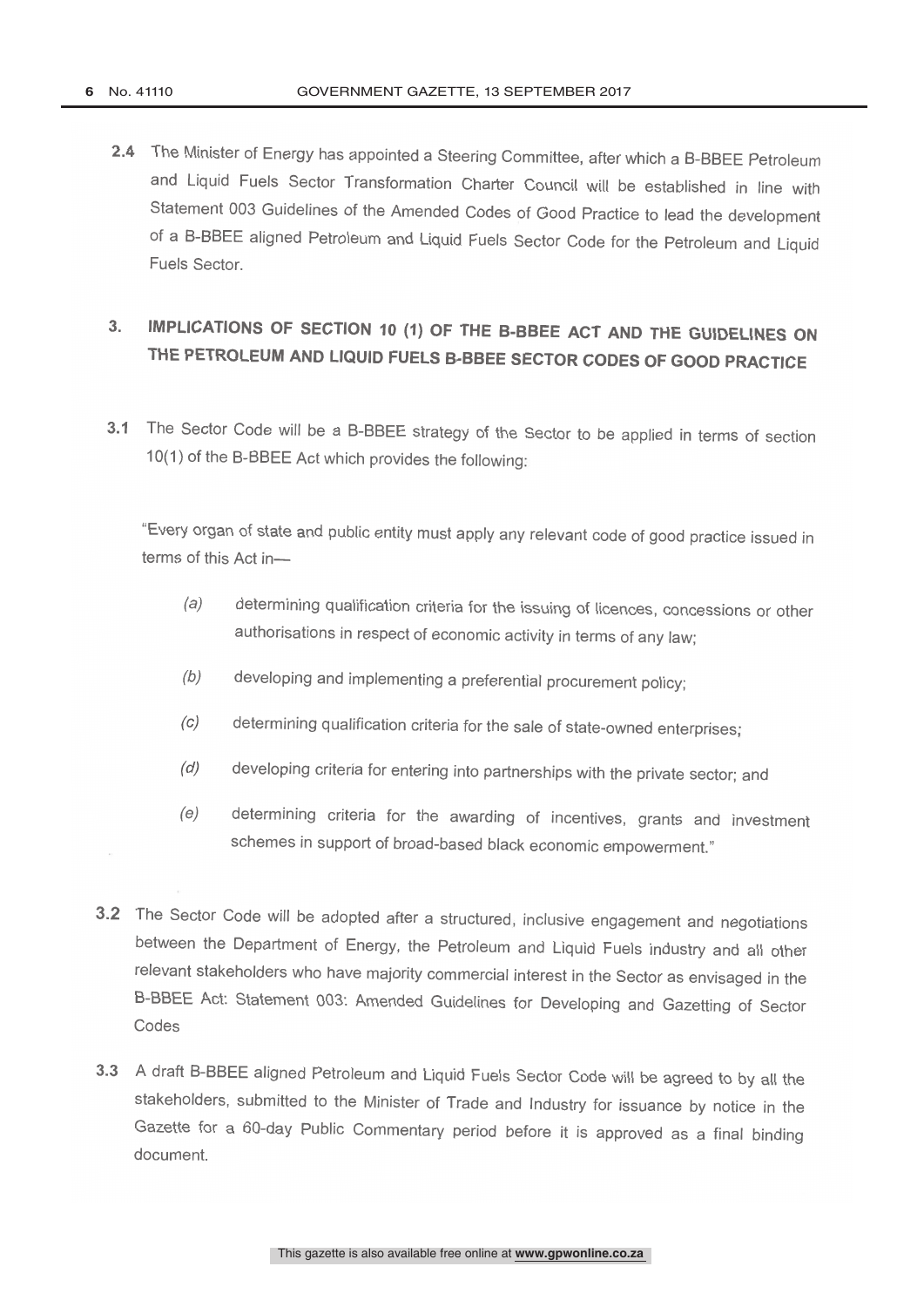**2.4** The Minister of Energy has appointed a Steering Committee, after which a B-BBEE Petroleum and Liquid Fuels Sector Transformation Charter Council will be established in line with Statement 003 Guidelines of the Amended Codes of Good Practice to lead the development of a B-BBEE aligned Petroleum and Liquid Fuels Sector Code for the Petroleum and Liquid Fuels Sector.

## 3. IMPLICATIONS OF SECTION 10 (1) OF THE B-BBEE ACT AND THE GUIDELINES ON THE PETROLEUM AND LIQUID FUELS B-BBEE SECTOR CODES OF GOOD PRACTICE

**3.1** The Sector Code will be a B-BBEE strategy of the Sector to be applied in terms of section 10(1) of the B-BBEE Act which provides the following:

"Every organ of state and public entity must apply any relevant code of good practice issued in terms of this Act in—

- *(a)* determining qualification criteria for the issuing of licences, concessions or other authorisations in respect of economic activity in terms of any law;
- *(b)* developing and implementing a preferential procurement policy;
- *(c)* determining qualification criteria for the sale of state-owned enterprises;
- *(d)* developing criteria for entering into partnerships with the private sector; and
- *(e)* determining criteria for the awarding of incentives, grants and investment schemes in support of broad-based black economic empowerment."

**3.2** The Sector Code will be adopted after a structured, inclusive engagement and negotiations between the Department of Energy, the Petroleum and Liquid Fuels industry and all other relevant stakeholders who have majority commercial interest in the Sector as envisaged in the B-BBEE Act: Statement 003: Amended Guidelines for Developing and Gazetting of Sector Codes

**3.3** A draft B-BBEE aligned Petroleum and Liquid Fuels Sector Code will be agreed to by all the stakeholders, submitted to the Minister of Trade and Industry for issuance by notice in the Gazette for a 60-day Public Commentary period before it is approved as a final binding document.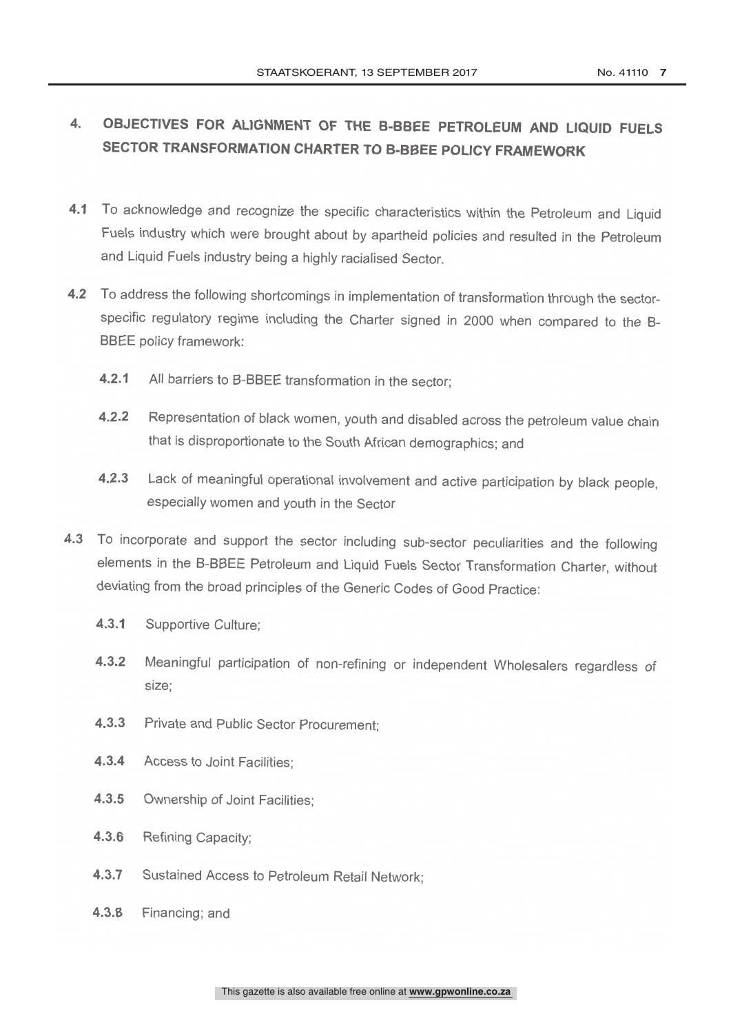## 4. OBJECTIVES FOR ALIGNMENT OF THE B-BBEE PETROLEUM AND LIQUID FUELS SECTOR TRANSFORMATION CHARTER TO B-BBEE POLICY FRAMEWORK

**4.1** To acknowledge and recognize the specific characteristics within the Petroleum and Liquid Fuels industry which were brought about by apartheid policies and resulted in the Petroleum and Liquid Fuels industry being a highly racialised Sector.

**4.2** To address the following shortcomings in implementation of transformation through the sector-specific regulatory regime including the Charter signed in 2000 when compared to the B-BBEE policy framework:

**4.2.1** All barriers to B-BBEE transformation in the sector;

**4.2.2** Representation of black women, youth and disabled across the petroleum value chain that is disproportionate to the South African demographics; and

**4.2.3** Lack of meaningful operational involvement and active participation by black people, especially women and youth in the Sector

**4.3** To incorporate and support the sector including sub-sector peculiarities and the following elements in the B-BBEE Petroleum and Liquid Fuels Sector Transformation Charter, without deviating from the broad principles of the Generic Codes of Good Practice:

**4.3.1** Supportive Culture;

**4.3.2** Meaningful participation of non-refining or independent Wholesalers regardless of size;

**4.3.3** Private and Public Sector Procurement;

**4.3.4** Access to Joint Facilities;

**4.3.5** Ownership of Joint Facilities;

**4.3.6** Refining Capacity;

**4.3.7** Sustained Access to Petroleum Retail Network;

**4.3.8** Financing; and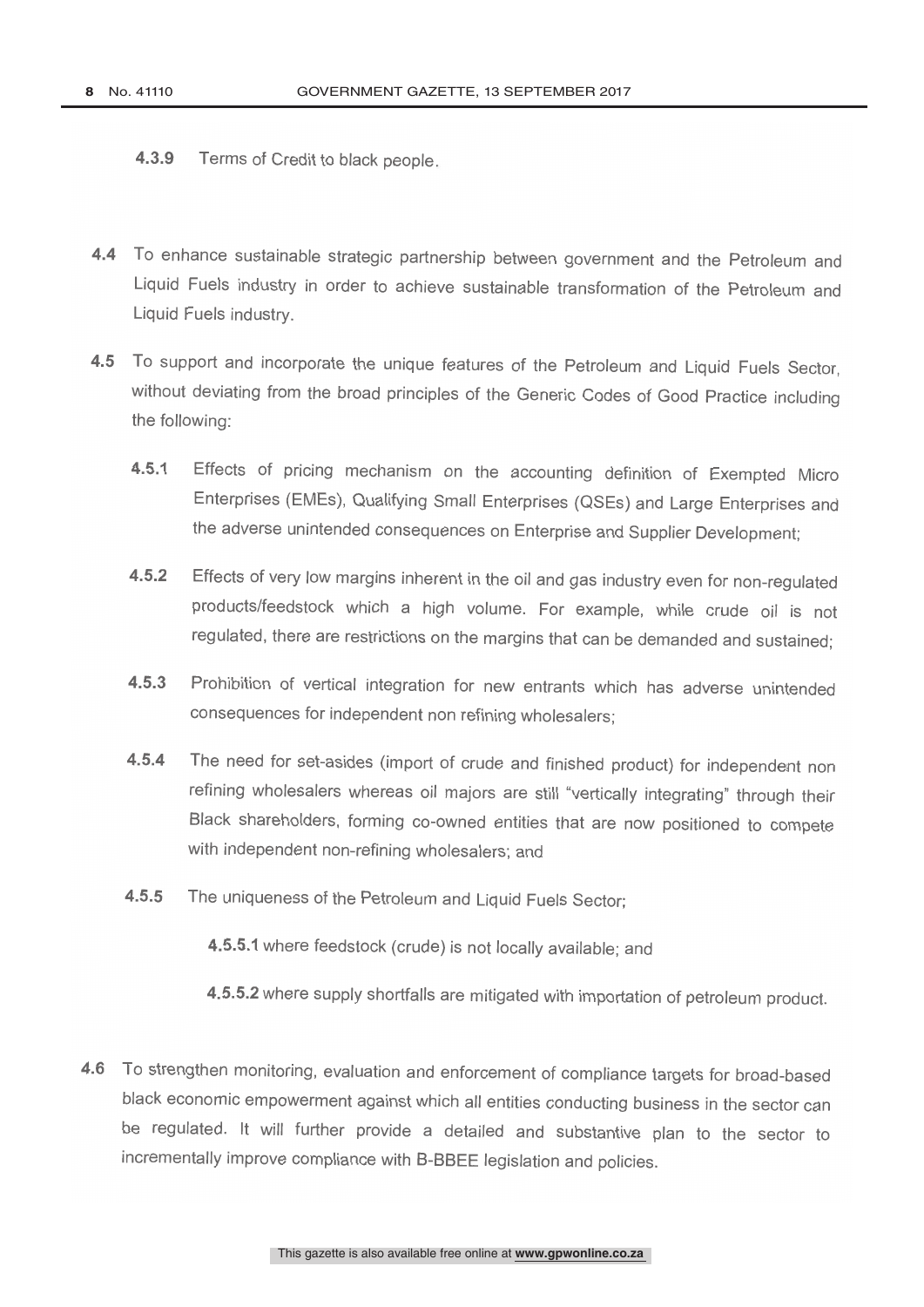**4.3.9** Terms of Credit to black people.

**4.4** To enhance sustainable strategic partnership between government and the Petroleum and Liquid Fuels industry in order to achieve sustainable transformation of the Petroleum and Liquid Fuels industry.

**4.5** To support and incorporate the unique features of the Petroleum and Liquid Fuels Sector, without deviating from the broad principles of the Generic Codes of Good Practice including the following:

**4.5.1** Effects of pricing mechanism on the accounting definition of Exempted Micro Enterprises (EMEs), Qualifying Small Enterprises (QSEs) and Large Enterprises and the adverse unintended consequences on Enterprise and Supplier Development;

**4.5.2** Effects of very low margins inherent in the oil and gas industry even for non-regulated products/feedstock which a high volume. For example, while crude oil is not regulated, there are restrictions on the margins that can be demanded and sustained;

**4.5.3** Prohibition of vertical integration for new entrants which has adverse unintended consequences for independent non refining wholesalers;

**4.5.4** The need for set-asides (import of crude and finished product) for independent non refining wholesalers whereas oil majors are still "vertically integrating" through their Black shareholders, forming co-owned entities that are now positioned to compete with independent non-refining wholesalers; and

**4.5.5** The uniqueness of the Petroleum and Liquid Fuels Sector;

**4.5.5.1** where feedstock (crude) is not locally available; and

**4.5.5.2** where supply shortfalls are mitigated with importation of petroleum product.

**4.6** To strengthen monitoring, evaluation and enforcement of compliance targets for broad-based black economic empowerment against which all entities conducting business in the sector can be regulated. It will further provide a detailed and substantive plan to the sector to incrementally improve compliance with B-BBEE legislation and policies.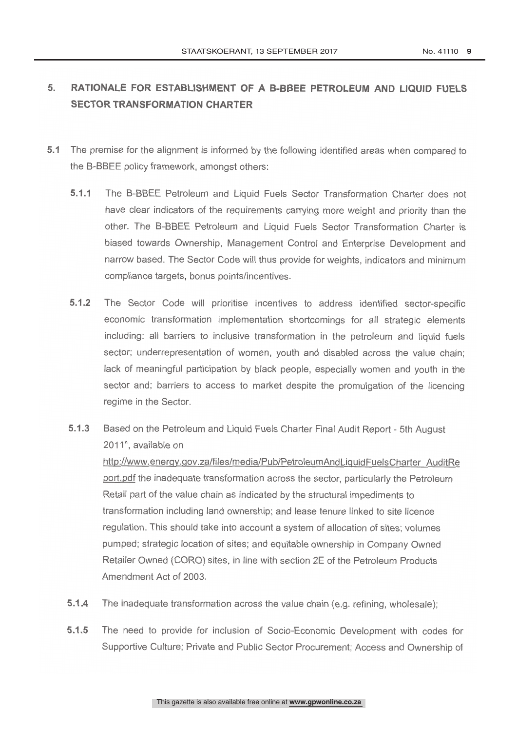## 5. RATIONALE FOR ESTABLISHMENT OF A B-BBEE PETROLEUM AND LIQUID FUELS SECTOR TRANSFORMATION CHARTER

**5.1** The premise for the alignment is informed by the following identified areas when compared to the B-BBEE policy framework, amongst others:

**5.1.1** The B-BBEE Petroleum and Liquid Fuels Sector Transformation Charter does not have clear indicators of the requirements carrying more weight and priority than the other. The B-BBEE Petroleum and Liquid Fuels Sector Transformation Charter is biased towards Ownership, Management Control and Enterprise Development and narrow based. The Sector Code will thus provide for weights, indicators and minimum compliance targets, bonus points/incentives.

**5.1.2** The Sector Code will prioritise incentives to address identified sector-specific economic transformation implementation shortcomings for all strategic elements including: all barriers to inclusive transformation in the petroleum and liquid fuels sector; underrepresentation of women, youth and disabled across the value chain; lack of meaningful participation by black people, especially women and youth in the sector and; barriers to access to market despite the promulgation of the licencing regime in the Sector.

**5.1.3** Based on the Petroleum and Liquid Fuels Charter Final Audit Report - 5th August 2011", available on http://www.energy.gov.za/files/media/Pub/PetroleumAndLiquidFuelsCharter_AuditReport.pdf the inadequate transformation across the sector, particularly the Petroleum Retail part of the value chain as indicated by the structural impediments to transformation including land ownership; and lease tenure linked to site licence regulation. This should take into account a system of allocation of sites; volumes pumped; strategic location of sites; and equitable ownership in Company Owned Retailer Owned (CORO) sites, in line with section 2E of the Petroleum Products Amendment Act of 2003.

**5.1.4** The inadequate transformation across the value chain (e.g. refining, wholesale);

**5.1.5** The need to provide for inclusion of Socio-Economic Development with codes for Supportive Culture; Private and Public Sector Procurement; Access and Ownership of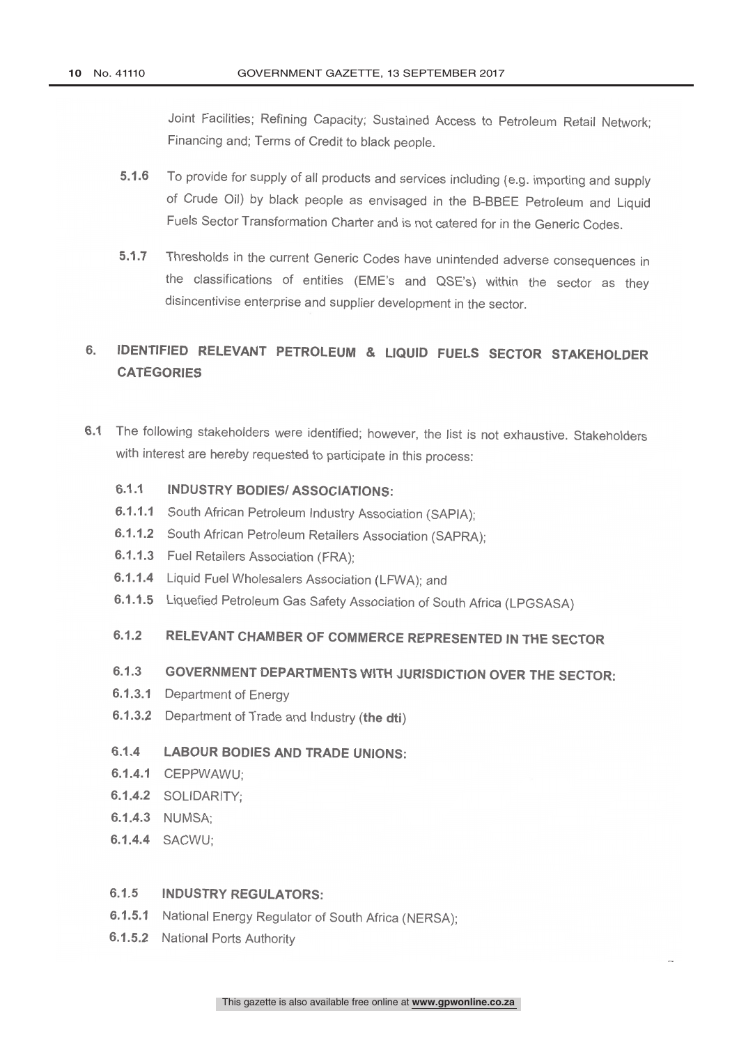Joint Facilities; Refining Capacity; Sustained Access to Petroleum Retail Network; Financing and; Terms of Credit to black people.

**5.1.6** To provide for supply of all products and services including (e.g. importing and supply of Crude Oil) by black people as envisaged in the B-BBEE Petroleum and Liquid Fuels Sector Transformation Charter and is not catered for in the Generic Codes.

**5.1.7** Thresholds in the current Generic Codes have unintended adverse consequences in the classifications of entities (EME's and QSE's) within the sector as they disincentivise enterprise and supplier development in the sector.

## 6. IDENTIFIED RELEVANT PETROLEUM & LIQUID FUELS SECTOR STAKEHOLDER CATEGORIES

**6.1** The following stakeholders were identified; however, the list is not exhaustive. Stakeholders with interest are hereby requested to participate in this process:

### 6.1.1 INDUSTRY BODIES/ ASSOCIATIONS:

**6.1.1.1** South African Petroleum Industry Association (SAPIA);

**6.1.1.2** South African Petroleum Retailers Association (SAPRA);

**6.1.1.3** Fuel Retailers Association (FRA);

**6.1.1.4** Liquid Fuel Wholesalers Association (LFWA); and

**6.1.1.5** Liquefied Petroleum Gas Safety Association of South Africa (LPGSASA)

### 6.1.2 RELEVANT CHAMBER OF COMMERCE REPRESENTED IN THE SECTOR

### 6.1.3 GOVERNMENT DEPARTMENTS WITH JURISDICTION OVER THE SECTOR:

**6.1.3.1** Department of Energy

**6.1.3.2** Department of Trade and Industry (**the dti**)

### 6.1.4 LABOUR BODIES AND TRADE UNIONS:

**6.1.4.1** CEPPWAWU;

**6.1.4.2** SOLIDARITY;

**6.1.4.3** NUMSA;

**6.1.4.4** SACWU;

### 6.1.5 INDUSTRY REGULATORS:

**6.1.5.1** National Energy Regulator of South Africa (NERSA);

**6.1.5.2** National Ports Authority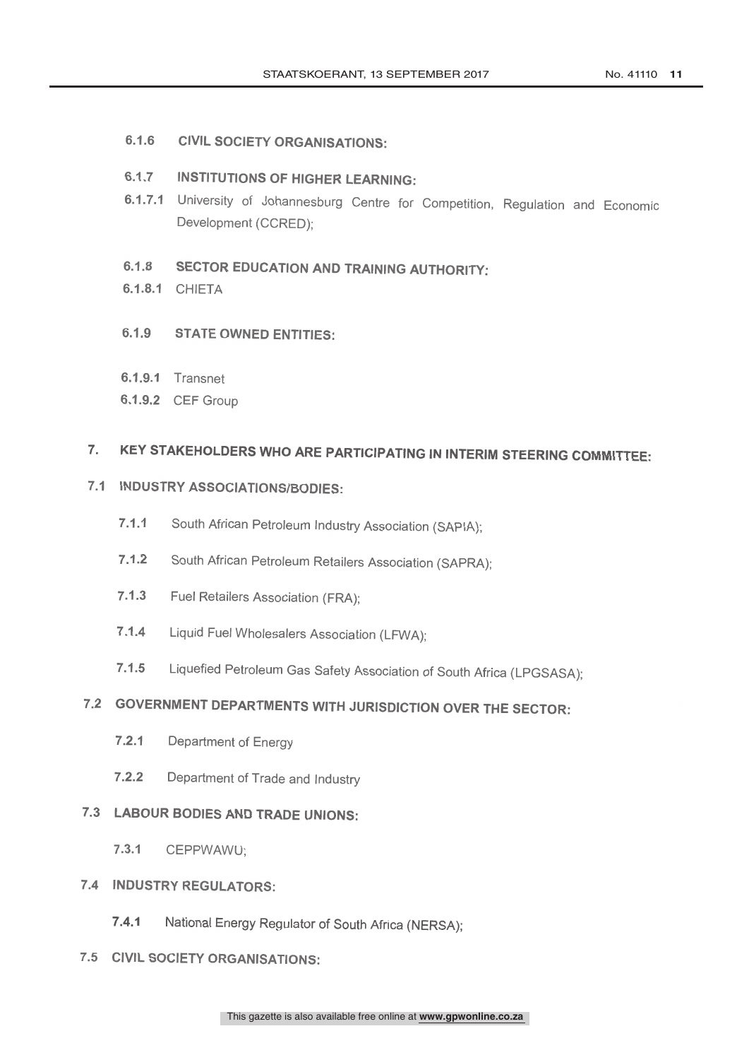### 6.1.6 CIVIL SOCIETY ORGANISATIONS:

### 6.1.7 INSTITUTIONS OF HIGHER LEARNING:

6.1.7.1 University of Johannesburg Centre for Competition, Regulation and Economic Development (CCRED);

### 6.1.8 SECTOR EDUCATION AND TRAINING AUTHORITY:

6.1.8.1 CHIETA

### 6.1.9 STATE OWNED ENTITIES:

6.1.9.1 Transnet

6.1.9.2 CEF Group

## 7. KEY STAKEHOLDERS WHO ARE PARTICIPATING IN INTERIM STEERING COMMITTEE:

### 7.1 INDUSTRY ASSOCIATIONS/BODIES:

7.1.1 South African Petroleum Industry Association (SAPIA);

7.1.2 South African Petroleum Retailers Association (SAPRA);

7.1.3 Fuel Retailers Association (FRA);

7.1.4 Liquid Fuel Wholesalers Association (LFWA);

7.1.5 Liquefied Petroleum Gas Safety Association of South Africa (LPGSASA);

### 7.2 GOVERNMENT DEPARTMENTS WITH JURISDICTION OVER THE SECTOR:

7.2.1 Department of Energy

7.2.2 Department of Trade and Industry

### 7.3 LABOUR BODIES AND TRADE UNIONS:

7.3.1 CEPPWAWU;

### 7.4 INDUSTRY REGULATORS:

7.4.1 National Energy Regulator of South Africa (NERSA);

### 7.5 CIVIL SOCIETY ORGANISATIONS: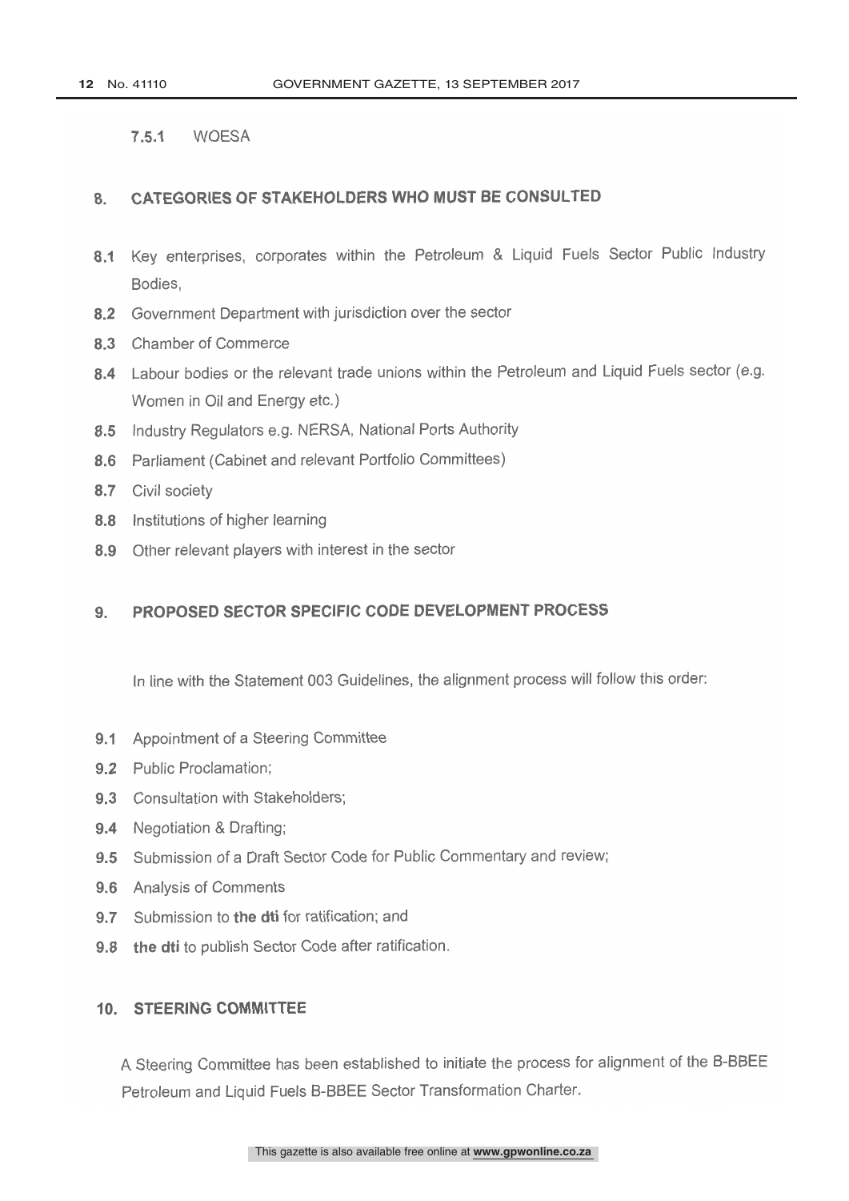7.5.1 WOESA

## 8. CATEGORIES OF STAKEHOLDERS WHO MUST BE CONSULTED

**8.1** Key enterprises, corporates within the Petroleum & Liquid Fuels Sector Public Industry Bodies,

**8.2** Government Department with jurisdiction over the sector

**8.3** Chamber of Commerce

**8.4** Labour bodies or the relevant trade unions within the Petroleum and Liquid Fuels sector (e.g. Women in Oil and Energy etc.)

**8.5** Industry Regulators e.g. NERSA, National Ports Authority

**8.6** Parliament (Cabinet and relevant Portfolio Committees)

**8.7** Civil society

**8.8** Institutions of higher learning

**8.9** Other relevant players with interest in the sector

## 9. PROPOSED SECTOR SPECIFIC CODE DEVELOPMENT PROCESS

In line with the Statement 003 Guidelines, the alignment process will follow this order:

**9.1** Appointment of a Steering Committee

**9.2** Public Proclamation;

**9.3** Consultation with Stakeholders;

**9.4** Negotiation & Drafting;

**9.5** Submission of a Draft Sector Code for Public Commentary and review;

**9.6** Analysis of Comments

**9.7** Submission to **the dti** for ratification; and

**9.8** **the dti** to publish Sector Code after ratification.

## 10. STEERING COMMITTEE

A Steering Committee has been established to initiate the process for alignment of the B-BBEE Petroleum and Liquid Fuels B-BBEE Sector Transformation Charter.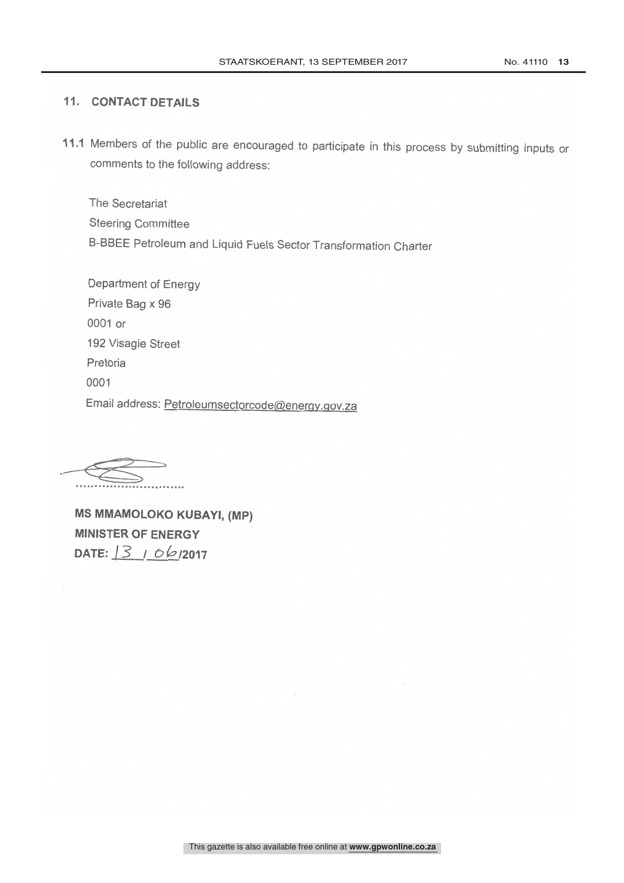## 11. CONTACT DETAILS

11.1 Members of the public are encouraged to participate in this process by submitting inputs or comments to the following address:

The Secretariat
Steering Committee
B-BBEE Petroleum and Liquid Fuels Sector Transformation Charter

Department of Energy
Private Bag x 96
0001 or
192 Visagie Street
Pretoria
0001
Email address: Petroleumsectorcode@energy.gov.za

..............................

**MS MMAMOLOKO KUBAYI, (MP)**
**MINISTER OF ENERGY**
**DATE: 13 / 06 /2017**